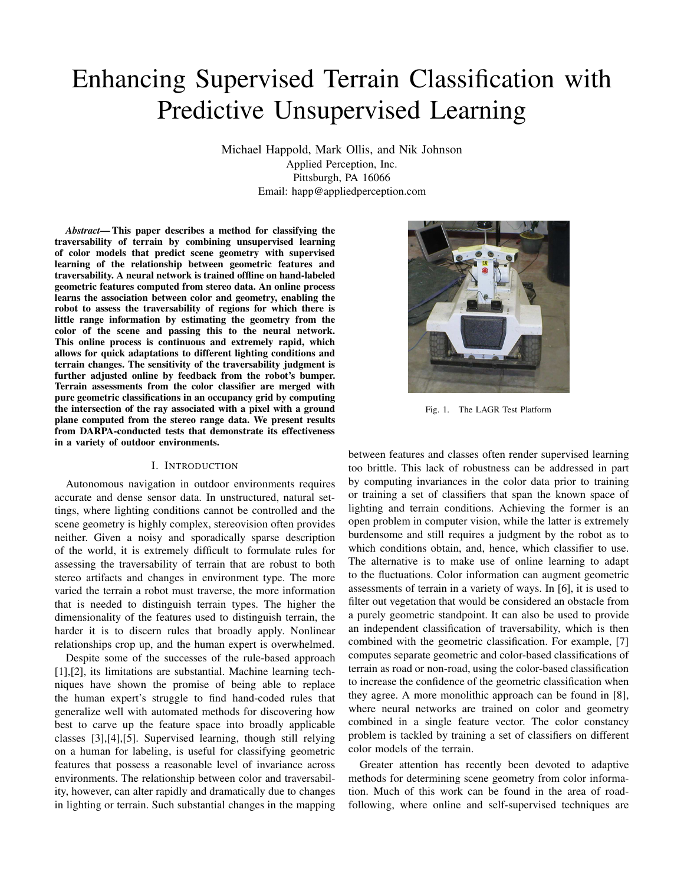# Enhancing Supervised Terrain Classification with Predictive Unsupervised Learning

Michael Happold, Mark Ollis, and Nik Johnson
Applied Perception, Inc.
Pittsburgh, PA 16066
Email: happ@appliedperception.com

***Abstract*— This paper describes a method for classifying the traversability of terrain by combining unsupervised learning of color models that predict scene geometry with supervised learning of the relationship between geometric features and traversability. A neural network is trained offline on hand-labeled geometric features computed from stereo data. An online process learns the association between color and geometry, enabling the robot to assess the traversability of regions for which there is little range information by estimating the geometry from the color of the scene and passing this to the neural network. This online process is continuous and extremely rapid, which allows for quick adaptations to different lighting conditions and terrain changes. The sensitivity of the traversability judgment is further adjusted online by feedback from the robot's bumper. Terrain assessments from the color classifier are merged with pure geometric classifications in an occupancy grid by computing the intersection of the ray associated with a pixel with a ground plane computed from the stereo range data. We present results from DARPA-conducted tests that demonstrate its effectiveness in a variety of outdoor environments.**

## I. Introduction

Autonomous navigation in outdoor environments requires accurate and dense sensor data. In unstructured, natural settings, where lighting conditions cannot be controlled and the scene geometry is highly complex, stereovision often provides neither. Given a noisy and sporadically sparse description of the world, it is extremely difficult to formulate rules for assessing the traversability of terrain that are robust to both stereo artifacts and changes in environment type. The more varied the terrain a robot must traverse, the more information that is needed to distinguish terrain types. The higher the dimensionality of the features used to distinguish terrain, the harder it is to discern rules that broadly apply. Nonlinear relationships crop up, and the human expert is overwhelmed.

Despite some of the successes of the rule-based approach [1],[2], its limitations are substantial. Machine learning techniques have shown the promise of being able to replace the human expert's struggle to find hand-coded rules that generalize well with automated methods for discovering how best to carve up the feature space into broadly applicable classes [3],[4],[5]. Supervised learning, though still relying on a human for labeling, is useful for classifying geometric features that possess a reasonable level of invariance across environments. The relationship between color and traversability, however, can alter rapidly and dramatically due to changes in lighting or terrain. Such substantial changes in the mapping between features and classes often render supervised learning too brittle. This lack of robustness can be addressed in part by computing invariances in the color data prior to training or training a set of classifiers that span the known space of lighting and terrain conditions. Achieving the former is an open problem in computer vision, while the latter is extremely burdensome and still requires a judgment by the robot as to which conditions obtain, and, hence, which classifier to use. The alternative is to make use of online learning to adapt to the fluctuations. Color information can augment geometric assessments of terrain in a variety of ways. In [6], it is used to filter out vegetation that would be considered an obstacle from a purely geometric standpoint. It can also be used to provide an independent classification of traversability, which is then combined with the geometric classification. For example, [7] computes separate geometric and color-based classifications of terrain as road or non-road, using the color-based classification to increase the confidence of the geometric classification when they agree. A more monolithic approach can be found in [8], where neural networks are trained on color and geometry combined in a single feature vector. The color constancy problem is tackled by training a set of classifiers on different color models of the terrain.

Fig. 1. The LAGR Test Platform

Greater attention has recently been devoted to adaptive methods for determining scene geometry from color information. Much of this work can be found in the area of road-following, where online and self-supervised techniques are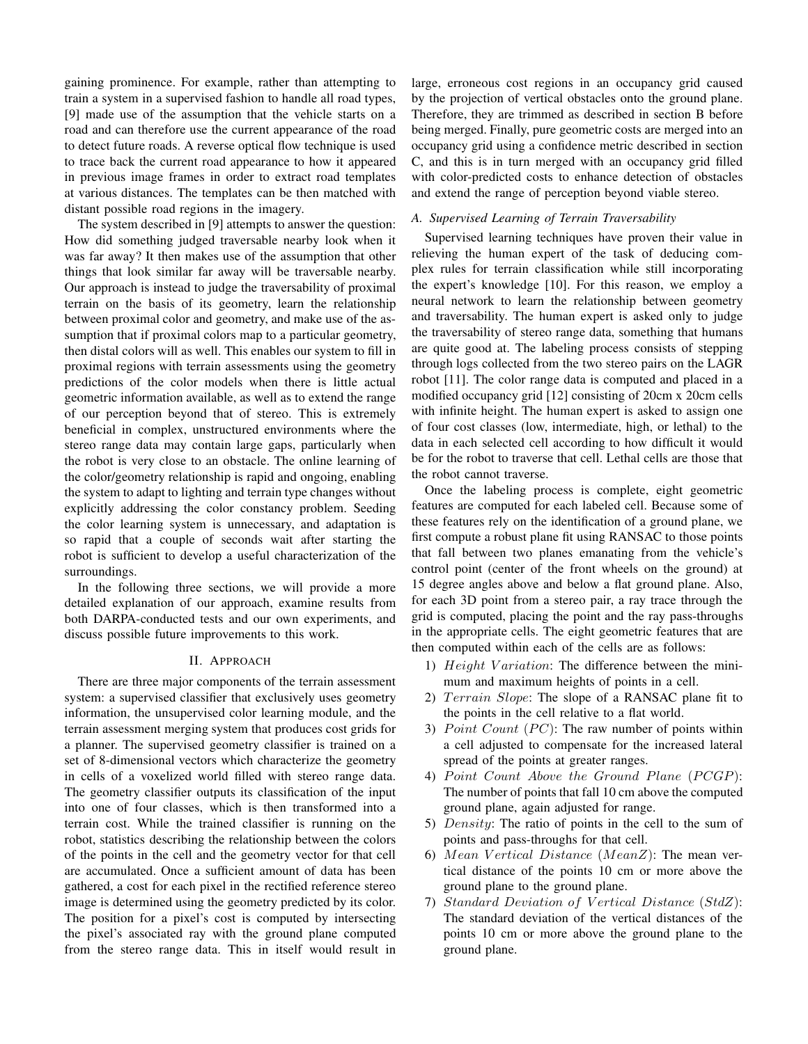gaining prominence. For example, rather than attempting to train a system in a supervised fashion to handle all road types, [9] made use of the assumption that the vehicle starts on a road and can therefore use the current appearance of the road to detect future roads. A reverse optical flow technique is used to trace back the current road appearance to how it appeared in previous image frames in order to extract road templates at various distances. The templates can be then matched with distant possible road regions in the imagery.

The system described in [9] attempts to answer the question: How did something judged traversable nearby look when it was far away? It then makes use of the assumption that other things that look similar far away will be traversable nearby. Our approach is instead to judge the traversability of proximal terrain on the basis of its geometry, learn the relationship between proximal color and geometry, and make use of the assumption that if proximal colors map to a particular geometry, then distal colors will as well. This enables our system to fill in proximal regions with terrain assessments using the geometry predictions of the color models when there is little actual geometric information available, as well as to extend the range of our perception beyond that of stereo. This is extremely beneficial in complex, unstructured environments where the stereo range data may contain large gaps, particularly when the robot is very close to an obstacle. The online learning of the color/geometry relationship is rapid and ongoing, enabling the system to adapt to lighting and terrain type changes without explicitly addressing the color constancy problem. Seeding the color learning system is unnecessary, and adaptation is so rapid that a couple of seconds wait after starting the robot is sufficient to develop a useful characterization of the surroundings.

In the following three sections, we will provide a more detailed explanation of our approach, examine results from both DARPA-conducted tests and our own experiments, and discuss possible future improvements to this work.

## II. Approach

There are three major components of the terrain assessment system: a supervised classifier that exclusively uses geometry information, the unsupervised color learning module, and the terrain assessment merging system that produces cost grids for a planner. The supervised geometry classifier is trained on a set of 8-dimensional vectors which characterize the geometry in cells of a voxelized world filled with stereo range data. The geometry classifier outputs its classification of the input into one of four classes, which is then transformed into a terrain cost. While the trained classifier is running on the robot, statistics describing the relationship between the colors of the points in the cell and the geometry vector for that cell are accumulated. Once a sufficient amount of data has been gathered, a cost for each pixel in the rectified reference stereo image is determined using the geometry predicted by its color. The position for a pixel's cost is computed by intersecting the pixel's associated ray with the ground plane computed from the stereo range data. This in itself would result in large, erroneous cost regions in an occupancy grid caused by the projection of vertical obstacles onto the ground plane. Therefore, they are trimmed as described in section B before being merged. Finally, pure geometric costs are merged into an occupancy grid using a confidence metric described in section C, and this is in turn merged with an occupancy grid filled with color-predicted costs to enhance detection of obstacles and extend the range of perception beyond viable stereo.

### A. Supervised Learning of Terrain Traversability

Supervised learning techniques have proven their value in relieving the human expert of the task of deducing complex rules for terrain classification while still incorporating the expert's knowledge [10]. For this reason, we employ a neural network to learn the relationship between geometry and traversability. The human expert is asked only to judge the traversability of stereo range data, something that humans are quite good at. The labeling process consists of stepping through logs collected from the two stereo pairs on the LAGR robot [11]. The color range data is computed and placed in a modified occupancy grid [12] consisting of 20cm x 20cm cells with infinite height. The human expert is asked to assign one of four cost classes (low, intermediate, high, or lethal) to the data in each selected cell according to how difficult it would be for the robot to traverse that cell. Lethal cells are those that the robot cannot traverse.

Once the labeling process is complete, eight geometric features are computed for each labeled cell. Because some of these features rely on the identification of a ground plane, we first compute a robust plane fit using RANSAC to those points that fall between two planes emanating from the vehicle's control point (center of the front wheels on the ground) at 15 degree angles above and below a flat ground plane. Also, for each 3D point from a stereo pair, a ray trace through the grid is computed, placing the point and the ray pass-throughs in the appropriate cells. The eight geometric features that are then computed within each of the cells are as follows:

1) *Height Variation*: The difference between the minimum and maximum heights of points in a cell.
2) *Terrain Slope*: The slope of a RANSAC plane fit to the points in the cell relative to a flat world.
3) *Point Count* (*PC*): The raw number of points within a cell adjusted to compensate for the increased lateral spread of the points at greater ranges.
4) *Point Count Above the Ground Plane* (*PCGP*): The number of points that fall 10 cm above the computed ground plane, again adjusted for range.
5) *Density*: The ratio of points in the cell to the sum of points and pass-throughs for that cell.
6) *Mean Vertical Distance* (*MeanZ*): The mean vertical distance of the points 10 cm or more above the ground plane to the ground plane.
7) *Standard Deviation of Vertical Distance* (*StdZ*): The standard deviation of the vertical distances of the points 10 cm or more above the ground plane to the ground plane.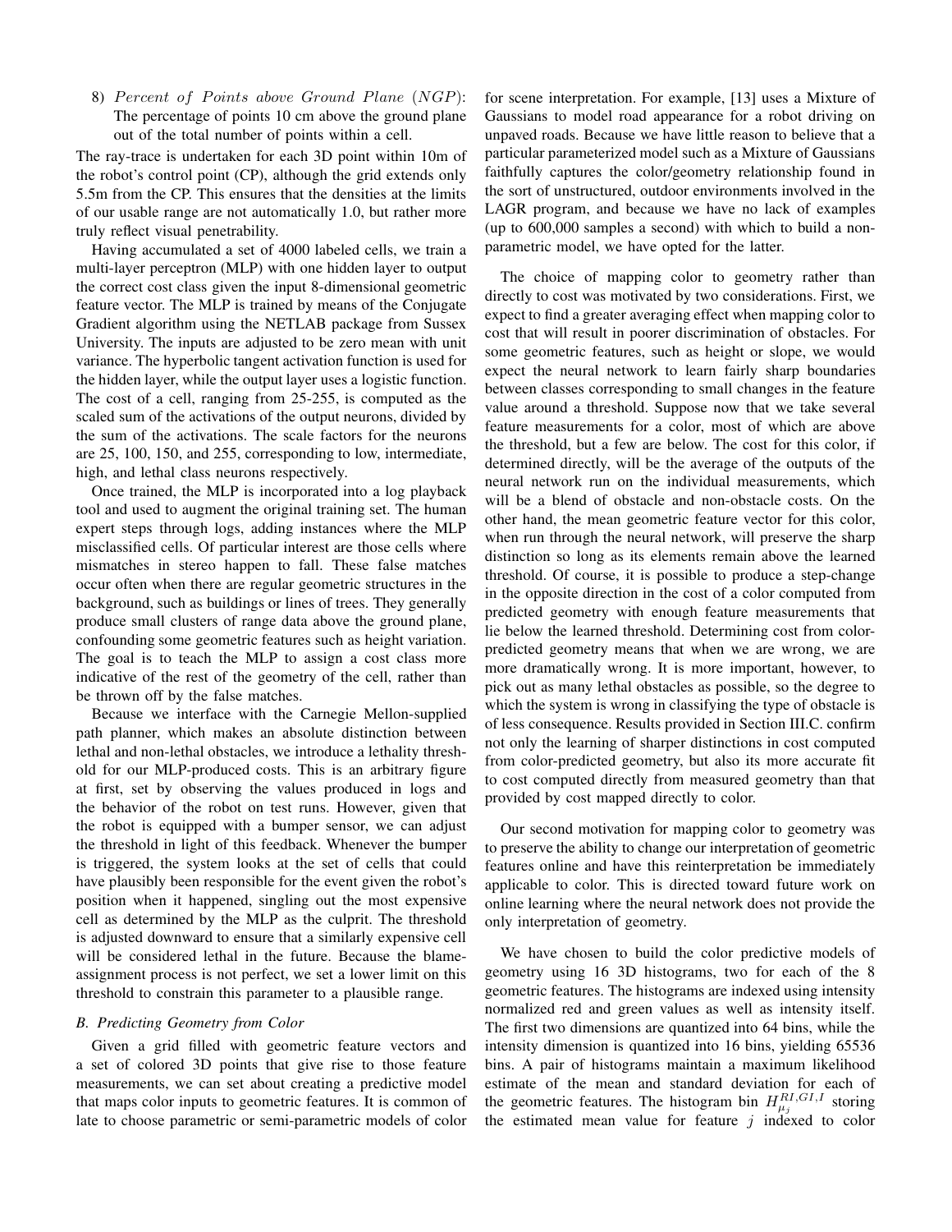8) *Percent of Points above Ground Plane* (*NGP*): The percentage of points 10 cm above the ground plane out of the total number of points within a cell.

The ray-trace is undertaken for each 3D point within 10m of the robot's control point (CP), although the grid extends only 5.5m from the CP. This ensures that the densities at the limits of our usable range are not automatically 1.0, but rather more truly reflect visual penetrability.

Having accumulated a set of 4000 labeled cells, we train a multi-layer perceptron (MLP) with one hidden layer to output the correct cost class given the input 8-dimensional geometric feature vector. The MLP is trained by means of the Conjugate Gradient algorithm using the NETLAB package from Sussex University. The inputs are adjusted to be zero mean with unit variance. The hyperbolic tangent activation function is used for the hidden layer, while the output layer uses a logistic function. The cost of a cell, ranging from 25-255, is computed as the scaled sum of the activations of the output neurons, divided by the sum of the activations. The scale factors for the neurons are 25, 100, 150, and 255, corresponding to low, intermediate, high, and lethal class neurons respectively.

Once trained, the MLP is incorporated into a log playback tool and used to augment the original training set. The human expert steps through logs, adding instances where the MLP misclassified cells. Of particular interest are those cells where mismatches in stereo happen to fall. These false matches occur often when there are regular geometric structures in the background, such as buildings or lines of trees. They generally produce small clusters of range data above the ground plane, confounding some geometric features such as height variation. The goal is to teach the MLP to assign a cost class more indicative of the rest of the geometry of the cell, rather than be thrown off by the false matches.

Because we interface with the Carnegie Mellon-supplied path planner, which makes an absolute distinction between lethal and non-lethal obstacles, we introduce a lethality threshold for our MLP-produced costs. This is an arbitrary figure at first, set by observing the values produced in logs and the behavior of the robot on test runs. However, given that the robot is equipped with a bumper sensor, we can adjust the threshold in light of this feedback. Whenever the bumper is triggered, the system looks at the set of cells that could have plausibly been responsible for the event given the robot's position when it happened, singling out the most expensive cell as determined by the MLP as the culprit. The threshold is adjusted downward to ensure that a similarly expensive cell will be considered lethal in the future. Because the blame-assignment process is not perfect, we set a lower limit on this threshold to constrain this parameter to a plausible range.

### *B. Predicting Geometry from Color*

Given a grid filled with geometric feature vectors and a set of colored 3D points that give rise to those feature measurements, we can set about creating a predictive model that maps color inputs to geometric features. It is common of late to choose parametric or semi-parametric models of color for scene interpretation. For example, [13] uses a Mixture of Gaussians to model road appearance for a robot driving on unpaved roads. Because we have little reason to believe that a particular parameterized model such as a Mixture of Gaussians faithfully captures the color/geometry relationship found in the sort of unstructured, outdoor environments involved in the LAGR program, and because we have no lack of examples (up to 600,000 samples a second) with which to build a non-parametric model, we have opted for the latter.

The choice of mapping color to geometry rather than directly to cost was motivated by two considerations. First, we expect to find a greater averaging effect when mapping color to cost that will result in poorer discrimination of obstacles. For some geometric features, such as height or slope, we would expect the neural network to learn fairly sharp boundaries between classes corresponding to small changes in the feature value around a threshold. Suppose now that we take several feature measurements for a color, most of which are above the threshold, but a few are below. The cost for this color, if determined directly, will be the average of the outputs of the neural network run on the individual measurements, which will be a blend of obstacle and non-obstacle costs. On the other hand, the mean geometric feature vector for this color, when run through the neural network, will preserve the sharp distinction so long as its elements remain above the learned threshold. Of course, it is possible to produce a step-change in the opposite direction in the cost of a color computed from predicted geometry with enough feature measurements that lie below the learned threshold. Determining cost from color-predicted geometry means that when we are wrong, we are more dramatically wrong. It is more important, however, to pick out as many lethal obstacles as possible, so the degree to which the system is wrong in classifying the type of obstacle is of less consequence. Results provided in Section III.C. confirm not only the learning of sharper distinctions in cost computed from color-predicted geometry, but also its more accurate fit to cost computed directly from measured geometry than that provided by cost mapped directly to color.

Our second motivation for mapping color to geometry was to preserve the ability to change our interpretation of geometric features online and have this reinterpretation be immediately applicable to color. This is directed toward future work on online learning where the neural network does not provide the only interpretation of geometry.

We have chosen to build the color predictive models of geometry using 16 3D histograms, two for each of the 8 geometric features. The histograms are indexed using intensity normalized red and green values as well as intensity itself. The first two dimensions are quantized into 64 bins, while the intensity dimension is quantized into 16 bins, yielding 65536 bins. A pair of histograms maintain a maximum likelihood estimate of the mean and standard deviation for each of the geometric features. The histogram bin $H_{\mu_j}^{RI,GI,I}$ storing the estimated mean value for feature $j$ indexed to color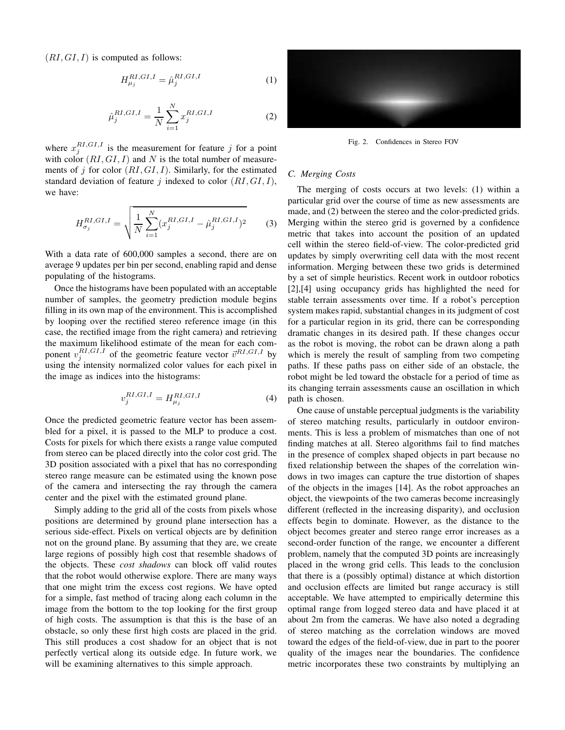$(RI, GI, I)$ is computed as follows:

$$H_{\mu_j}^{RI,GI,I} = \hat{\mu}_j^{RI,GI,I} \tag{1}$$

$$\hat{\mu}_j^{RI,GI,I} = \frac{1}{N} \sum_{i=1}^{N} x_j^{RI,GI,I} \tag{2}$$

where $x_j^{RI,GI,I}$ is the measurement for feature $j$ for a point with color $(RI, GI, I)$ and $N$ is the total number of measurements of $j$ for color $(RI, GI, I)$. Similarly, for the estimated standard deviation of feature $j$ indexed to color $(RI, GI, I)$, we have:

$$H_{\sigma_j}^{RI,GI,I} = \sqrt{\frac{1}{N} \sum_{i=1}^{N} (x_j^{RI,GI,I} - \hat{\mu}_j^{RI,GI,I})^2} \tag{3}$$

With a data rate of 600,000 samples a second, there are on average 9 updates per bin per second, enabling rapid and dense populating of the histograms.

Once the histograms have been populated with an acceptable number of samples, the geometry prediction module begins filling in its own map of the environment. This is accomplished by looping over the rectified stereo reference image (in this case, the rectified image from the right camera) and retrieving the maximum likelihood estimate of the mean for each component $v_j^{RI,GI,I}$ of the geometric feature vector $\vec{v}^{RI,GI,I}$ by using the intensity normalized color values for each pixel in the image as indices into the histograms:

$$v_j^{RI,GI,I} = H_{\mu_j}^{RI,GI,I} \tag{4}$$

Once the predicted geometric feature vector has been assembled for a pixel, it is passed to the MLP to produce a cost. Costs for pixels for which there exists a range value computed from stereo can be placed directly into the color cost grid. The 3D position associated with a pixel that has no corresponding stereo range measure can be estimated using the known pose of the camera and intersecting the ray through the camera center and the pixel with the estimated ground plane.

Simply adding to the grid all of the costs from pixels whose positions are determined by ground plane intersection has a serious side-effect. Pixels on vertical objects are by definition not on the ground plane. By assuming that they are, we create large regions of possibly high cost that resemble shadows of the objects. These *cost shadows* can block off valid routes that the robot would otherwise explore. There are many ways that one might trim the excess cost regions. We have opted for a simple, fast method of tracing along each column in the image from the bottom to the top looking for the first group of high costs. The assumption is that this is the base of an obstacle, so only these first high costs are placed in the grid. This still produces a cost shadow for an object that is not perfectly vertical along its outside edge. In future work, we will be examining alternatives to this simple approach.

Fig. 2. Confidences in Stereo FOV

### C. Merging Costs

The merging of costs occurs at two levels: (1) within a particular grid over the course of time as new assessments are made, and (2) between the stereo and the color-predicted grids. Merging within the stereo grid is governed by a confidence metric that takes into account the position of an updated cell within the stereo field-of-view. The color-predicted grid updates by simply overwriting cell data with the most recent information. Merging between these two grids is determined by a set of simple heuristics. Recent work in outdoor robotics [2],[4] using occupancy grids has highlighted the need for stable terrain assessments over time. If a robot's perception system makes rapid, substantial changes in its judgment of cost for a particular region in its grid, there can be corresponding dramatic changes in its desired path. If these changes occur as the robot is moving, the robot can be drawn along a path which is merely the result of sampling from two competing paths. If these paths pass on either side of an obstacle, the robot might be led toward the obstacle for a period of time as its changing terrain assessments cause an oscillation in which path is chosen.

One cause of unstable perceptual judgments is the variability of stereo matching results, particularly in outdoor environments. This is less a problem of mismatches than one of not finding matches at all. Stereo algorithms fail to find matches in the presence of complex shaped objects in part because no fixed relationship between the shapes of the correlation windows in two images can capture the true distortion of shapes of the objects in the images [14]. As the robot approaches an object, the viewpoints of the two cameras become increasingly different (reflected in the increasing disparity), and occlusion effects begin to dominate. However, as the distance to the object becomes greater and stereo range error increases as a second-order function of the range, we encounter a different problem, namely that the computed 3D points are increasingly placed in the wrong grid cells. This leads to the conclusion that there is a (possibly optimal) distance at which distortion and occlusion effects are limited but range accuracy is still acceptable. We have attempted to empirically determine this optimal range from logged stereo data and have placed it at about 2m from the cameras. We have also noted a degrading of stereo matching as the correlation windows are moved toward the edges of the field-of-view, due in part to the poorer quality of the images near the boundaries. The confidence metric incorporates these two constraints by multiplying an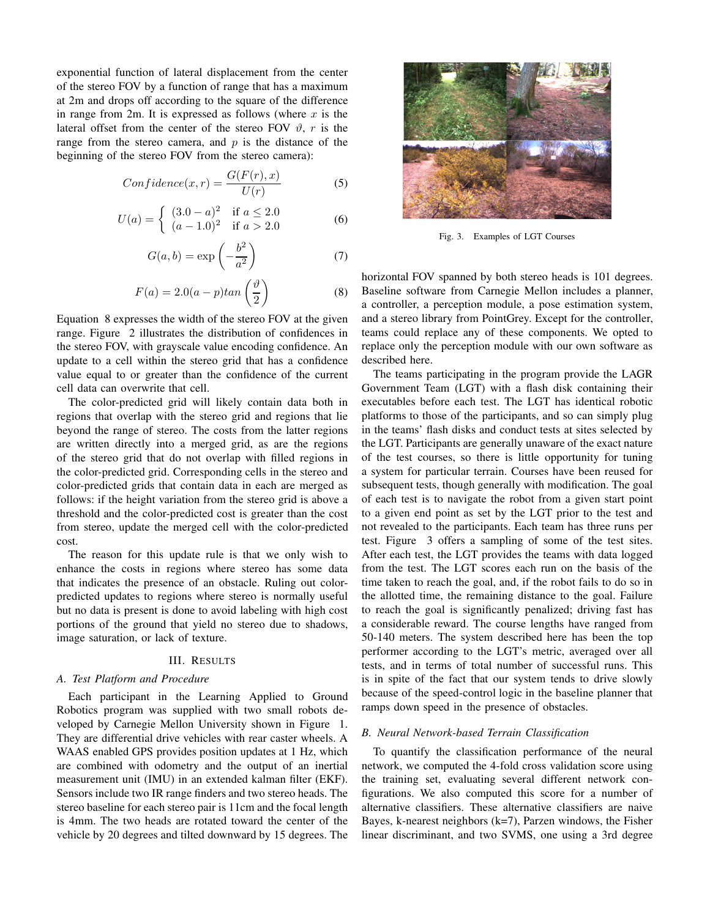exponential function of lateral displacement from the center of the stereo FOV by a function of range that has a maximum at 2m and drops off according to the square of the difference in range from 2m. It is expressed as follows (where $x$ is the lateral offset from the center of the stereo FOV $\vartheta$, $r$ is the range from the stereo camera, and $p$ is the distance of the beginning of the stereo FOV from the stereo camera):

$$Confidence(x,r) = \frac{G(F(r),x)}{U(r)} \tag{5}$$

$$U(a) = \begin{cases} (3.0 - a)^2 & \text{if } a \leq 2.0 \\ (a - 1.0)^2 & \text{if } a > 2.0 \end{cases} \tag{6}$$

$$G(a,b) = \exp\left(-\frac{b^2}{a^2}\right) \tag{7}$$

$$F(a) = 2.0(a-p)tan\left(\frac{\vartheta}{2}\right) \tag{8}$$

Equation 8 expresses the width of the stereo FOV at the given range. Figure 2 illustrates the distribution of confidences in the stereo FOV, with grayscale value encoding confidence. An update to a cell within the stereo grid that has a confidence value equal to or greater than the confidence of the current cell data can overwrite that cell.

The color-predicted grid will likely contain data both in regions that overlap with the stereo grid and regions that lie beyond the range of stereo. The costs from the latter regions are written directly into a merged grid, as are the regions of the stereo grid that do not overlap with filled regions in the color-predicted grid. Corresponding cells in the stereo and color-predicted grids that contain data in each are merged as follows: if the height variation from the stereo grid is above a threshold and the color-predicted cost is greater than the cost from stereo, update the merged cell with the color-predicted cost.

The reason for this update rule is that we only wish to enhance the costs in regions where stereo has some data that indicates the presence of an obstacle. Ruling out color-predicted updates to regions where stereo is normally useful but no data is present is done to avoid labeling with high cost portions of the ground that yield no stereo due to shadows, image saturation, or lack of texture.

## III. Results

### A. Test Platform and Procedure

Each participant in the Learning Applied to Ground Robotics program was supplied with two small robots developed by Carnegie Mellon University shown in Figure 1. They are differential drive vehicles with rear caster wheels. A WAAS enabled GPS provides position updates at 1 Hz, which are combined with odometry and the output of an inertial measurement unit (IMU) in an extended kalman filter (EKF). Sensors include two IR range finders and two stereo heads. The stereo baseline for each stereo pair is 11cm and the focal length is 4mm. The two heads are rotated toward the center of the vehicle by 20 degrees and tilted downward by 15 degrees. The horizontal FOV spanned by both stereo heads is 101 degrees. Baseline software from Carnegie Mellon includes a planner, a controller, a perception module, a pose estimation system, and a stereo library from PointGrey. Except for the controller, teams could replace any of these components. We opted to replace only the perception module with our own software as described here.

Fig. 3. Examples of LGT Courses

The teams participating in the program provide the LAGR Government Team (LGT) with a flash disk containing their executables before each test. The LGT has identical robotic platforms to those of the participants, and so can simply plug in the teams' flash disks and conduct tests at sites selected by the LGT. Participants are generally unaware of the exact nature of the test courses, so there is little opportunity for tuning a system for particular terrain. Courses have been reused for subsequent tests, though generally with modification. The goal of each test is to navigate the robot from a given start point to a given end point as set by the LGT prior to the test and not revealed to the participants. Each team has three runs per test. Figure 3 offers a sampling of some of the test sites. After each test, the LGT provides the teams with data logged from the test. The LGT scores each run on the basis of the time taken to reach the goal, and, if the robot fails to do so in the allotted time, the remaining distance to the goal. Failure to reach the goal is significantly penalized; driving fast has a considerable reward. The course lengths have ranged from 50-140 meters. The system described here has been the top performer according to the LGT's metric, averaged over all tests, and in terms of total number of successful runs. This is in spite of the fact that our system tends to drive slowly because of the speed-control logic in the baseline planner that ramps down speed in the presence of obstacles.

### B. Neural Network-based Terrain Classification

To quantify the classification performance of the neural network, we computed the 4-fold cross validation score using the training set, evaluating several different network configurations. We also computed this score for a number of alternative classifiers. These alternative classifiers are naive Bayes, k-nearest neighbors (k=7), Parzen windows, the Fisher linear discriminant, and two SVMS, one using a 3rd degree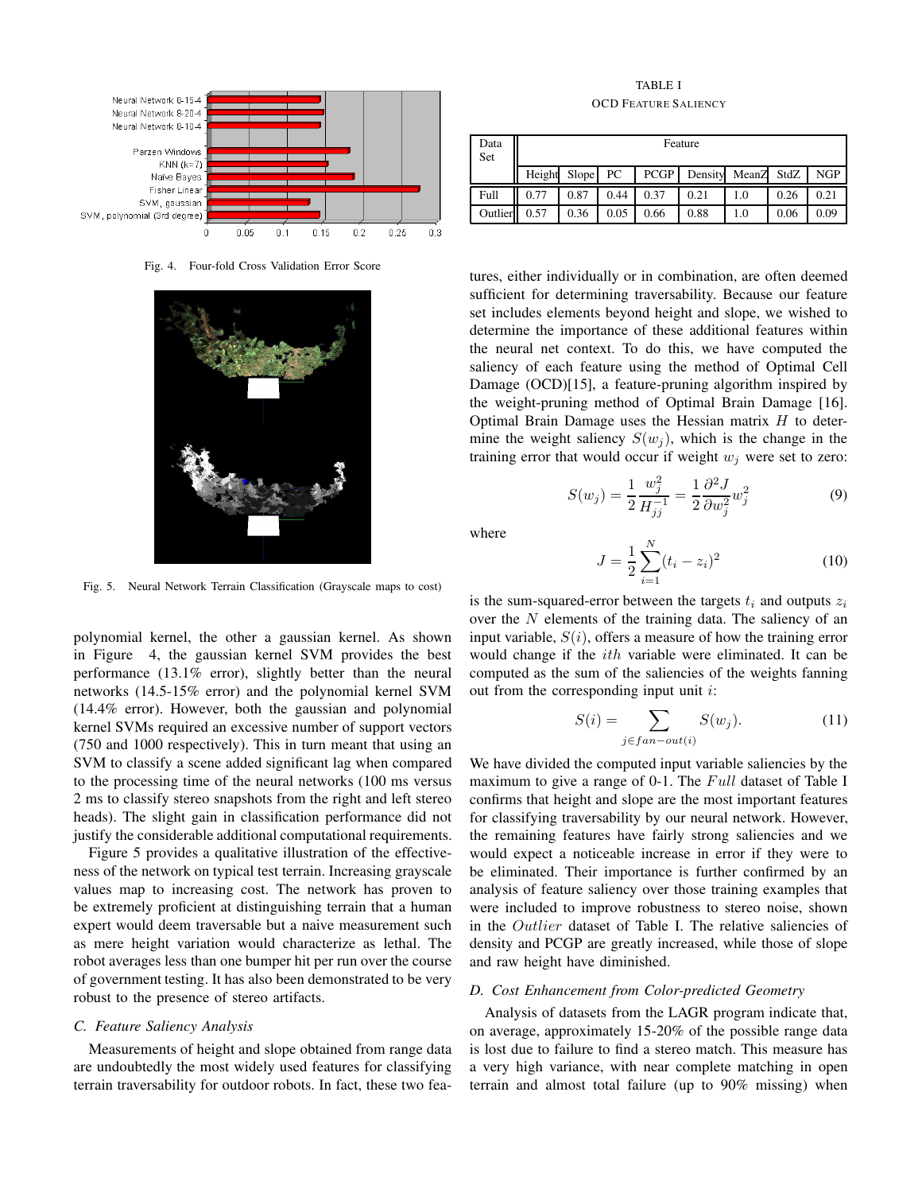Fig. 4. Four-fold Cross Validation Error Score

Fig. 5. Neural Network Terrain Classification (Grayscale maps to cost)

polynomial kernel, the other a gaussian kernel. As shown in Figure 4, the gaussian kernel SVM provides the best performance (13.1% error), slightly better than the neural networks (14.5-15% error) and the polynomial kernel SVM (14.4% error). However, both the gaussian and polynomial kernel SVMs required an excessive number of support vectors (750 and 1000 respectively). This in turn meant that using an SVM to classify a scene added significant lag when compared to the processing time of the neural networks (100 ms versus 2 ms to classify stereo snapshots from the right and left stereo heads). The slight gain in classification performance did not justify the considerable additional computational requirements.

Figure 5 provides a qualitative illustration of the effectiveness of the network on typical test terrain. Increasing grayscale values map to increasing cost. The network has proven to be extremely proficient at distinguishing terrain that a human expert would deem traversable but a naive measurement such as mere height variation would characterize as lethal. The robot averages less than one bumper hit per run over the course of government testing. It has also been demonstrated to be very robust to the presence of stereo artifacts.

### C. Feature Saliency Analysis

Measurements of height and slope obtained from range data are undoubtedly the most widely used features for classifying terrain traversability for outdoor robots. In fact, these two features, either individually or in combination, are often deemed sufficient for determining traversability. Because our feature set includes elements beyond height and slope, we wished to determine the importance of these additional features within the neural net context. To do this, we have computed the saliency of each feature using the method of Optimal Cell Damage (OCD)[15], a feature-pruning algorithm inspired by the weight-pruning method of Optimal Brain Damage [16]. Optimal Brain Damage uses the Hessian matrix $H$ to determine the weight saliency $S(w_j)$, which is the change in the training error that would occur if weight $w_j$ were set to zero:

$$S(w_j) = \frac{1}{2}\frac{w_j^2}{H_{jj}^{-1}} = \frac{1}{2}\frac{\partial^2 J}{\partial w_j^2}w_j^2 \tag{9}$$

where

$$J = \frac{1}{2}\sum_{i=1}^{N}(t_i - z_i)^2 \tag{10}$$

is the sum-squared-error between the targets $t_i$ and outputs $z_i$ over the $N$ elements of the training data. The saliency of an input variable, $S(i)$, offers a measure of how the training error would change if the $ith$ variable were eliminated. It can be computed as the sum of the saliencies of the weights fanning out from the corresponding input unit $i$:

$$S(i) = \sum_{j \in fan-out(i)} S(w_j). \tag{11}$$

We have divided the computed input variable saliencies by the maximum to give a range of 0-1. The $Full$ dataset of Table I confirms that height and slope are the most important features for classifying traversability by our neural network. However, the remaining features have fairly strong saliencies and we would expect a noticeable increase in error if they were to be eliminated. Their importance is further confirmed by an analysis of feature saliency over those training examples that were included to improve robustness to stereo noise, shown in the $Outlier$ dataset of Table I. The relative saliencies of density and PCGP are greatly increased, while those of slope and raw height have diminished.

TABLE I
OCD Feature Saliency

| Data Set | Feature | | | | | | | |
|---|---|---|---|---|---|---|---|---|
| | Height | Slope | PC | PCGP | Density | MeanZ | StdZ | NGP |
| Full | 0.77 | 0.87 | 0.44 | 0.37 | 0.21 | 1.0 | 0.26 | 0.21 |
| Outlier | 0.57 | 0.36 | 0.05 | 0.66 | 0.88 | 1.0 | 0.06 | 0.09 |

### D. Cost Enhancement from Color-predicted Geometry

Analysis of datasets from the LAGR program indicate that, on average, approximately 15-20% of the possible range data is lost due to failure to find a stereo match. This measure has a very high variance, with near complete matching in open terrain and almost total failure (up to 90% missing) when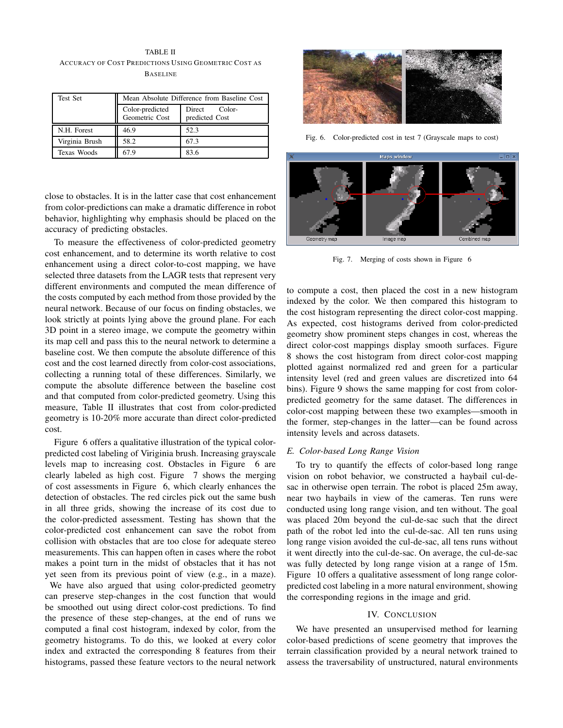TABLE II
ACCURACY OF COST PREDICTIONS USING GEOMETRIC COST AS BASELINE

| Test Set | Mean Absolute Difference from Baseline Cost | |
|---|---|---|
| | Color-predicted Geometric Cost | Direct Color-predicted Cost |
| N.H. Forest | 46.9 | 52.3 |
| Virginia Brush | 58.2 | 67.3 |
| Texas Woods | 67.9 | 83.6 |

close to obstacles. It is in the latter case that cost enhancement from color-predictions can make a dramatic difference in robot behavior, highlighting why emphasis should be placed on the accuracy of predicting obstacles.

To measure the effectiveness of color-predicted geometry cost enhancement, and to determine its worth relative to cost enhancement using a direct color-to-cost mapping, we have selected three datasets from the LAGR tests that represent very different environments and computed the mean difference of the costs computed by each method from those provided by the neural network. Because of our focus on finding obstacles, we look strictly at points lying above the ground plane. For each 3D point in a stereo image, we compute the geometry within its map cell and pass this to the neural network to determine a baseline cost. We then compute the absolute difference of this cost and the cost learned directly from color-cost associations, collecting a running total of these differences. Similarly, we compute the absolute difference between the baseline cost and that computed from color-predicted geometry. Using this measure, Table II illustrates that cost from color-predicted geometry is 10-20% more accurate than direct color-predicted cost.

Figure 6 offers a qualitative illustration of the typical color-predicted cost labeling of Viriginia brush. Increasing grayscale levels map to increasing cost. Obstacles in Figure 6 are clearly labeled as high cost. Figure 7 shows the merging of cost assessments in Figure 6, which clearly enhances the detection of obstacles. The red circles pick out the same bush in all three grids, showing the increase of its cost due to the color-predicted assessment. Testing has shown that the color-predicted cost enhancement can save the robot from collision with obstacles that are too close for adequate stereo measurements. This can happen often in cases where the robot makes a point turn in the midst of obstacles that it has not yet seen from its previous point of view (e.g., in a maze).

We have also argued that using color-predicted geometry can preserve step-changes in the cost function that would be smoothed out using direct color-cost predictions. To find the presence of these step-changes, at the end of runs we computed a final cost histogram, indexed by color, from the geometry histograms. To do this, we looked at every color index and extracted the corresponding 8 features from their histograms, passed these feature vectors to the neural network to compute a cost, then placed the cost in a new histogram indexed by the color. We then compared this histogram to the cost histogram representing the direct color-cost mapping. As expected, cost histograms derived from color-predicted geometry show prominent steps changes in cost, whereas the direct color-cost mappings display smooth surfaces. Figure 8 shows the cost histogram from direct color-cost mapping plotted against normalized red and green for a particular intensity level (red and green values are discretized into 64 bins). Figure 9 shows the same mapping for cost from color-predicted geometry for the same dataset. The differences in color-cost mapping between these two examples—smooth in the former, step-changes in the latter—can be found across intensity levels and across datasets.

Fig. 6. Color-predicted cost in test 7 (Grayscale maps to cost)

Fig. 7. Merging of costs shown in Figure 6

### E. Color-based Long Range Vision

To try to quantify the effects of color-based long range vision on robot behavior, we constructed a haybail cul-de-sac in otherwise open terrain. The robot is placed 25m away, near two haybails in view of the cameras. Ten runs were conducted using long range vision, and ten without. The goal was placed 20m beyond the cul-de-sac such that the direct path of the robot led into the cul-de-sac. All ten runs using long range vision avoided the cul-de-sac, all tens runs without it went directly into the cul-de-sac. On average, the cul-de-sac was fully detected by long range vision at a range of 15m. Figure 10 offers a qualitative assessment of long range color-predicted cost labeling in a more natural environment, showing the corresponding regions in the image and grid.

## IV. Conclusion

We have presented an unsupervised method for learning color-based predictions of scene geometry that improves the terrain classification provided by a neural network trained to assess the traversability of unstructured, natural environments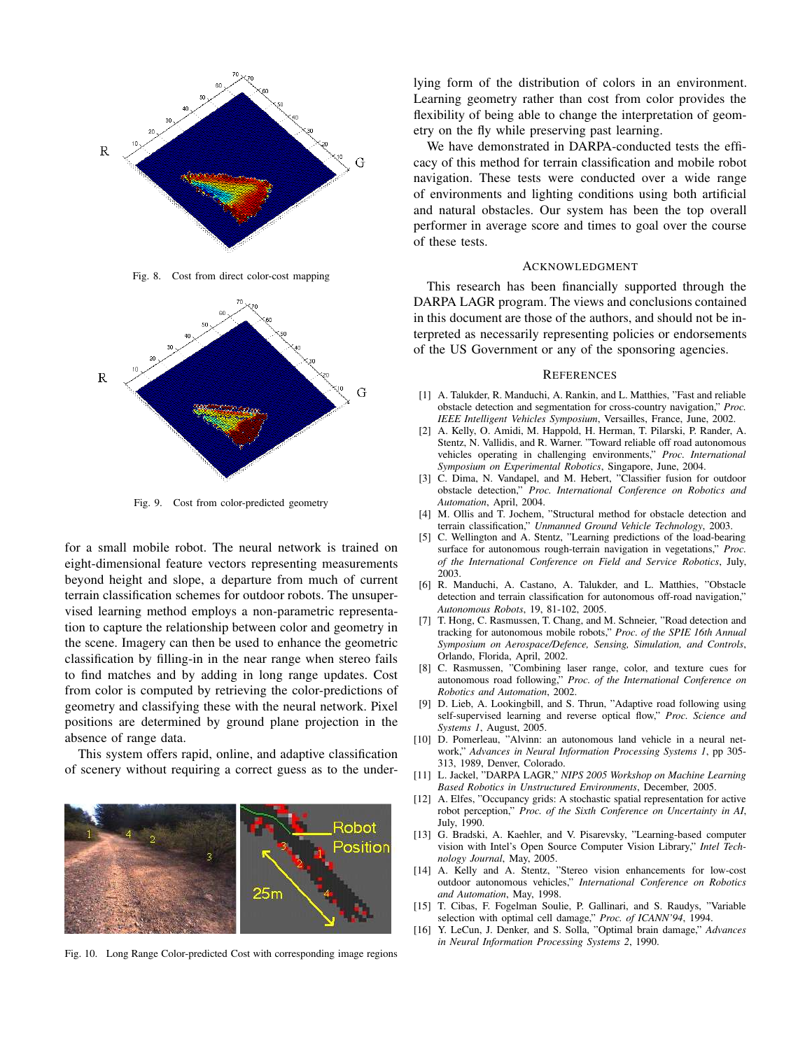R

G

70 70 60 60 50 50 40 40 30 30 20 20 10 10

Fig. 8. Cost from direct color-cost mapping

R

G

70 70 60 60 50 50 40 40 30 30 20 20 10 10

Fig. 9. Cost from color-predicted geometry

for a small mobile robot. The neural network is trained on eight-dimensional feature vectors representing measurements beyond height and slope, a departure from much of current terrain classification schemes for outdoor robots. The unsupervised learning method employs a non-parametric representation to capture the relationship between color and geometry in the scene. Imagery can then be used to enhance the geometric classification by filling-in in the near range when stereo fails to find matches and by adding in long range updates. Cost from color is computed by retrieving the color-predictions of geometry and classifying these with the neural network. Pixel positions are determined by ground plane projection in the absence of range data.

This system offers rapid, online, and adaptive classification of scenery without requiring a correct guess as to the underlying form of the distribution of colors in an environment. Learning geometry rather than cost from color provides the flexibility of being able to change the interpretation of geometry on the fly while preserving past learning.

Robot Position

25m

1 4 2 3

3 1 2 4

Fig. 10. Long Range Color-predicted Cost with corresponding image regions

We have demonstrated in DARPA-conducted tests the efficacy of this method for terrain classification and mobile robot navigation. These tests were conducted over a wide range of environments and lighting conditions using both artificial and natural obstacles. Our system has been the top overall performer in average score and times to goal over the course of these tests.

## Acknowledgment

This research has been financially supported through the DARPA LAGR program. The views and conclusions contained in this document are those of the authors, and should not be interpreted as necessarily representing policies or endorsements of the US Government or any of the sponsoring agencies.

## References

[1] A. Talukder, R. Manduchi, A. Rankin, and L. Matthies, "Fast and reliable obstacle detection and segmentation for cross-country navigation," *Proc. IEEE Intelligent Vehicles Symposium*, Versailles, France, June, 2002.

[2] A. Kelly, O. Amidi, M. Happold, H. Herman, T. Pilarski, P. Rander, A. Stentz, N. Vallidis, and R. Warner. "Toward reliable off road autonomous vehicles operating in challenging environments," *Proc. International Symposium on Experimental Robotics*, Singapore, June, 2004.

[3] C. Dima, N. Vandapel, and M. Hebert, "Classifier fusion for outdoor obstacle detection," *Proc. International Conference on Robotics and Automation*, April, 2004.

[4] M. Ollis and T. Jochem, "Structural method for obstacle detection and terrain classification," *Unmanned Ground Vehicle Technology*, 2003.

[5] C. Wellington and A. Stentz, "Learning predictions of the load-bearing surface for autonomous rough-terrain navigation in vegetations," *Proc. of the International Conference on Field and Service Robotics*, July, 2003.

[6] R. Manduchi, A. Castano, A. Talukder, and L. Matthies, "Obstacle detection and terrain classification for autonomous off-road navigation," *Autonomous Robots*, 19, 81-102, 2005.

[7] T. Hong, C. Rasmussen, T. Chang, and M. Schneier, "Road detection and tracking for autonomous mobile robots," *Proc. of the SPIE 16th Annual Symposium on Aerospace/Defence, Sensing, Simulation, and Controls*, Orlando, Florida, April, 2002.

[8] C. Rasmussen, "Combining laser range, color, and texture cues for autonomous road following," *Proc. of the International Conference on Robotics and Automation*, 2002.

[9] D. Lieb, A. Lookingbill, and S. Thrun, "Adaptive road following using self-supervised learning and reverse optical flow," *Proc. Science and Systems 1*, August, 2005.

[10] D. Pomerleau, "Alvinn: an autonomous land vehicle in a neural network," *Advances in Neural Information Processing Systems 1*, pp 305-313, 1989, Denver, Colorado.

[11] L. Jackel, "DARPA LAGR," *NIPS 2005 Workshop on Machine Learning Based Robotics in Unstructured Environments*, December, 2005.

[12] A. Elfes, "Occupancy grids: A stochastic spatial representation for active robot perception," *Proc. of the Sixth Conference on Uncertainty in AI*, July, 1990.

[13] G. Bradski, A. Kaehler, and V. Pisarevsky, "Learning-based computer vision with Intel's Open Source Computer Vision Library," *Intel Technology Journal*, May, 2005.

[14] A. Kelly and A. Stentz, "Stereo vision enhancements for low-cost outdoor autonomous vehicles," *International Conference on Robotics and Automation*, May, 1998.

[15] T. Cibas, F. Fogelman Soulie, P. Gallinari, and S. Raudys, "Variable selection with optimal cell damage," *Proc. of ICANN'94*, 1994.

[16] Y. LeCun, J. Denker, and S. Solla, "Optimal brain damage," *Advances in Neural Information Processing Systems 2*, 1990.